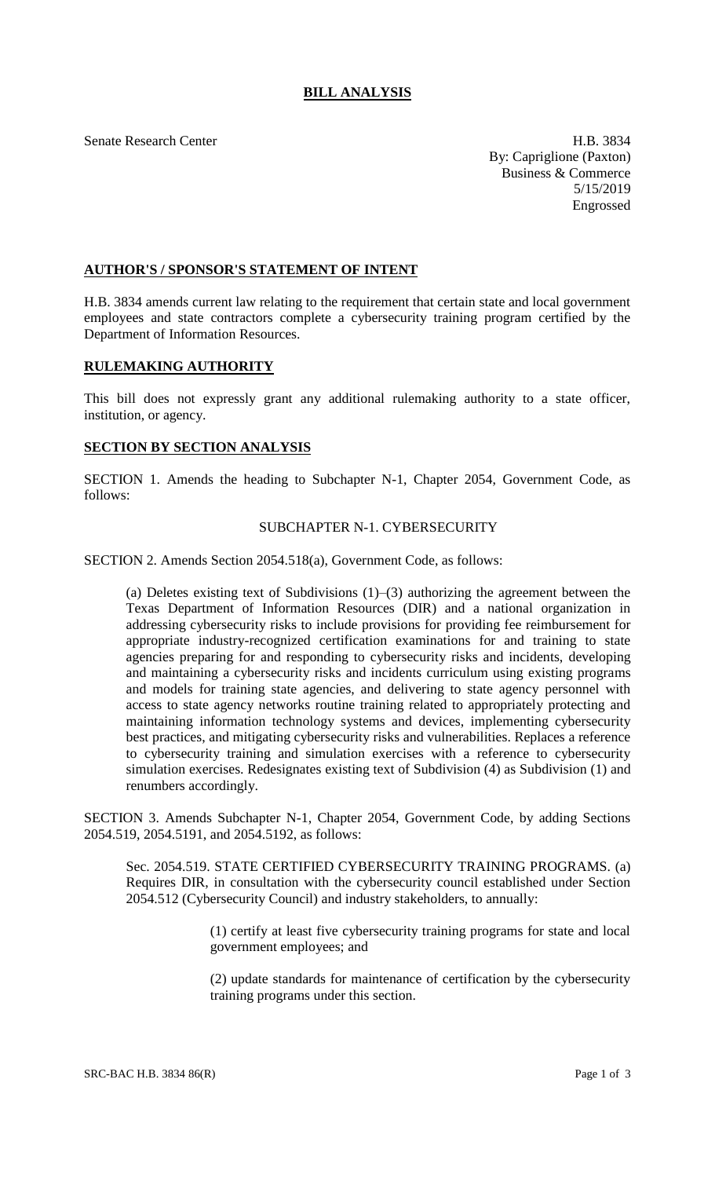# BILL ANALYSIS

Senate Research Center

H.B. 3834
By: Capriglione (Paxton)
Business & Commerce
5/15/2019
Engrossed

## AUTHOR'S / SPONSOR'S STATEMENT OF INTENT

H.B. 3834 amends current law relating to the requirement that certain state and local government employees and state contractors complete a cybersecurity training program certified by the Department of Information Resources.

## RULEMAKING AUTHORITY

This bill does not expressly grant any additional rulemaking authority to a state officer, institution, or agency.

## SECTION BY SECTION ANALYSIS

SECTION 1. Amends the heading to Subchapter N-1, Chapter 2054, Government Code, as follows:

SUBCHAPTER N-1. CYBERSECURITY

SECTION 2. Amends Section 2054.518(a), Government Code, as follows:

(a) Deletes existing text of Subdivisions (1)–(3) authorizing the agreement between the Texas Department of Information Resources (DIR) and a national organization in addressing cybersecurity risks to include provisions for providing fee reimbursement for appropriate industry-recognized certification examinations for and training to state agencies preparing for and responding to cybersecurity risks and incidents, developing and maintaining a cybersecurity risks and incidents curriculum using existing programs and models for training state agencies, and delivering to state agency personnel with access to state agency networks routine training related to appropriately protecting and maintaining information technology systems and devices, implementing cybersecurity best practices, and mitigating cybersecurity risks and vulnerabilities. Replaces a reference to cybersecurity training and simulation exercises with a reference to cybersecurity simulation exercises. Redesignates existing text of Subdivision (4) as Subdivision (1) and renumbers accordingly.

SECTION 3. Amends Subchapter N-1, Chapter 2054, Government Code, by adding Sections 2054.519, 2054.5191, and 2054.5192, as follows:

Sec. 2054.519. STATE CERTIFIED CYBERSECURITY TRAINING PROGRAMS. (a) Requires DIR, in consultation with the cybersecurity council established under Section 2054.512 (Cybersecurity Council) and industry stakeholders, to annually:

(1) certify at least five cybersecurity training programs for state and local government employees; and

(2) update standards for maintenance of certification by the cybersecurity training programs under this section.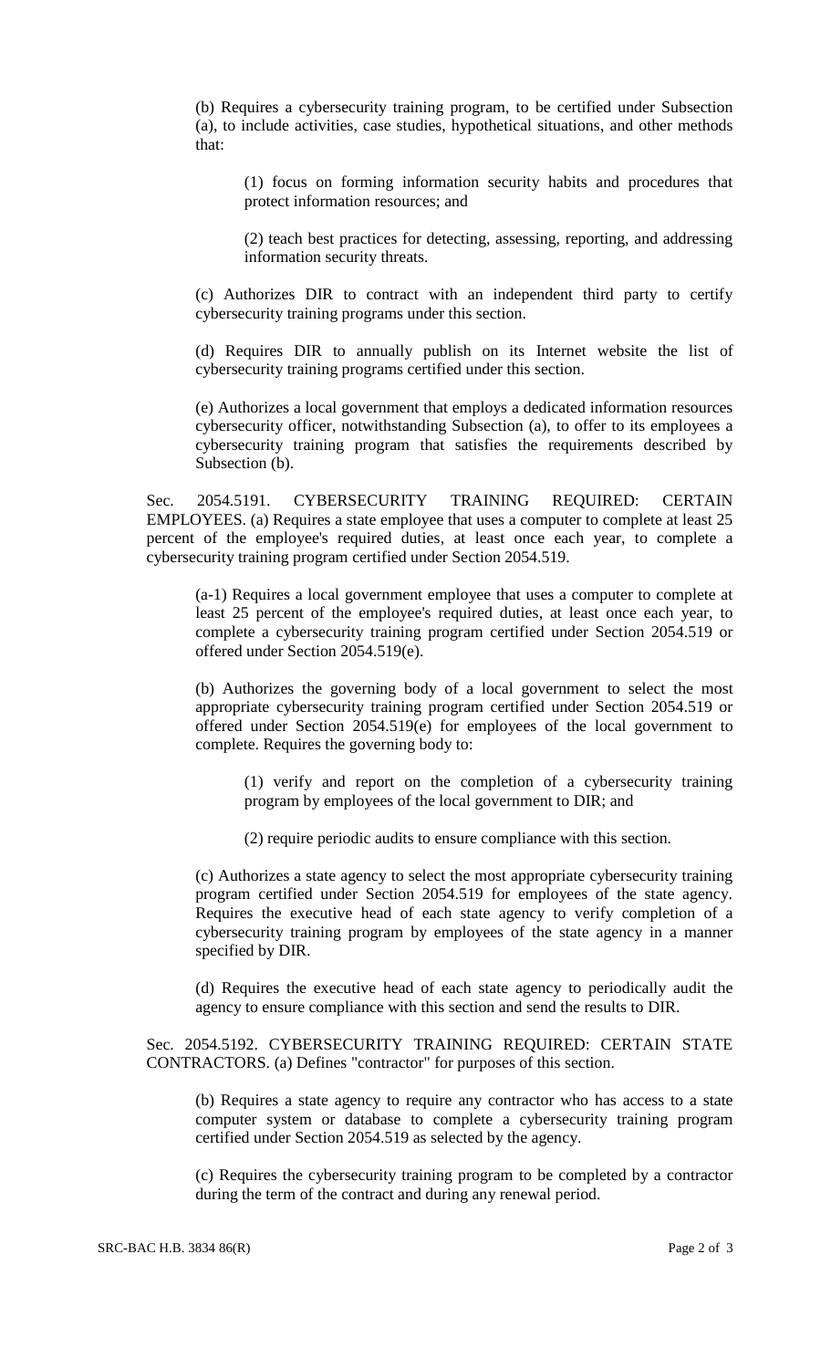(b) Requires a cybersecurity training program, to be certified under Subsection (a), to include activities, case studies, hypothetical situations, and other methods that:

> (1) focus on forming information security habits and procedures that protect information resources; and
>
> (2) teach best practices for detecting, assessing, reporting, and addressing information security threats.

(c) Authorizes DIR to contract with an independent third party to certify cybersecurity training programs under this section.

(d) Requires DIR to annually publish on its Internet website the list of cybersecurity training programs certified under this section.

(e) Authorizes a local government that employs a dedicated information resources cybersecurity officer, notwithstanding Subsection (a), to offer to its employees a cybersecurity training program that satisfies the requirements described by Subsection (b).

Sec. 2054.5191. CYBERSECURITY TRAINING REQUIRED: CERTAIN EMPLOYEES. (a) Requires a state employee that uses a computer to complete at least 25 percent of the employee's required duties, at least once each year, to complete a cybersecurity training program certified under Section 2054.519.

(a-1) Requires a local government employee that uses a computer to complete at least 25 percent of the employee's required duties, at least once each year, to complete a cybersecurity training program certified under Section 2054.519 or offered under Section 2054.519(e).

(b) Authorizes the governing body of a local government to select the most appropriate cybersecurity training program certified under Section 2054.519 or offered under Section 2054.519(e) for employees of the local government to complete. Requires the governing body to:

> (1) verify and report on the completion of a cybersecurity training program by employees of the local government to DIR; and
>
> (2) require periodic audits to ensure compliance with this section.

(c) Authorizes a state agency to select the most appropriate cybersecurity training program certified under Section 2054.519 for employees of the state agency. Requires the executive head of each state agency to verify completion of a cybersecurity training program by employees of the state agency in a manner specified by DIR.

(d) Requires the executive head of each state agency to periodically audit the agency to ensure compliance with this section and send the results to DIR.

Sec. 2054.5192. CYBERSECURITY TRAINING REQUIRED: CERTAIN STATE CONTRACTORS. (a) Defines "contractor" for purposes of this section.

(b) Requires a state agency to require any contractor who has access to a state computer system or database to complete a cybersecurity training program certified under Section 2054.519 as selected by the agency.

(c) Requires the cybersecurity training program to be completed by a contractor during the term of the contract and during any renewal period.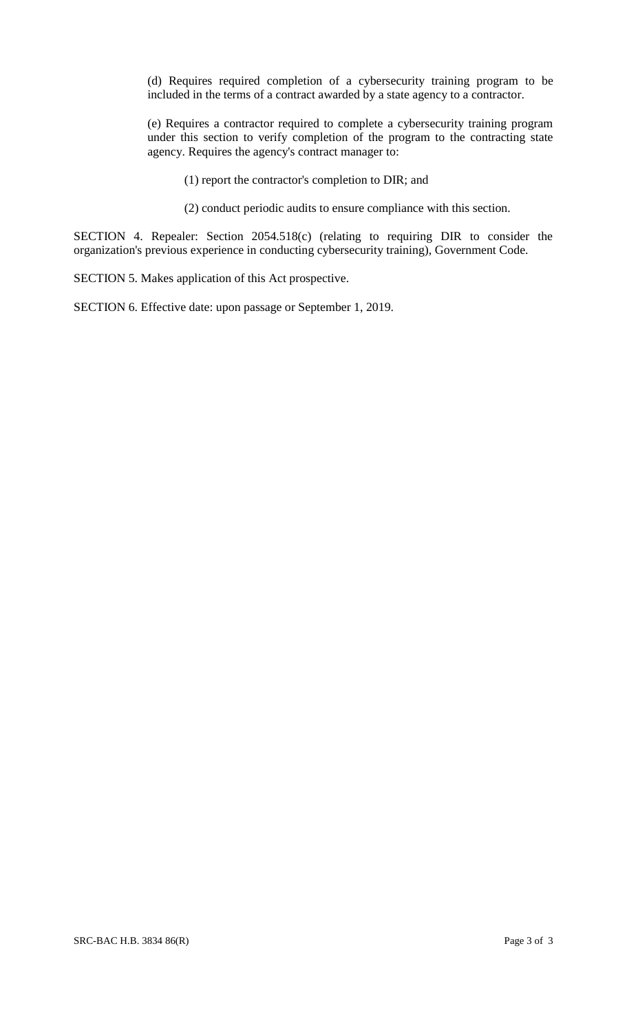(d) Requires required completion of a cybersecurity training program to be included in the terms of a contract awarded by a state agency to a contractor.

(e) Requires a contractor required to complete a cybersecurity training program under this section to verify completion of the program to the contracting state agency. Requires the agency's contract manager to:

(1) report the contractor's completion to DIR; and

(2) conduct periodic audits to ensure compliance with this section.

SECTION 4. Repealer: Section 2054.518(c) (relating to requiring DIR to consider the organization's previous experience in conducting cybersecurity training), Government Code.

SECTION 5. Makes application of this Act prospective.

SECTION 6. Effective date: upon passage or September 1, 2019.